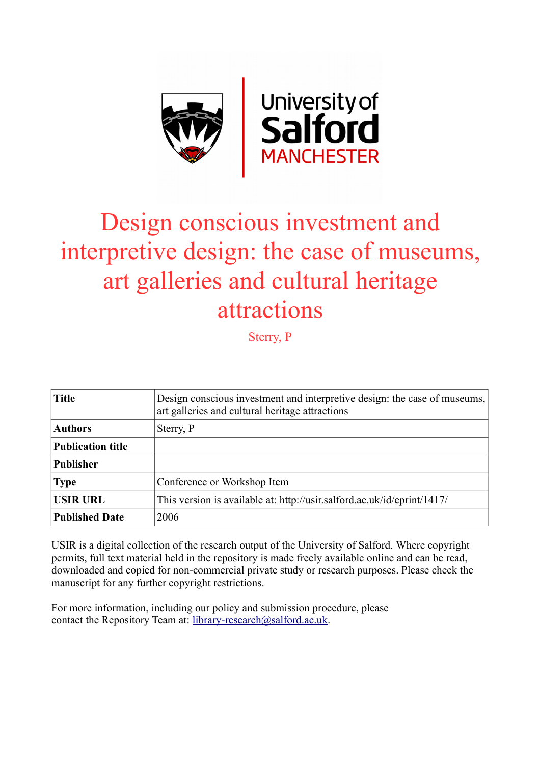# Design conscious investment and interpretive design: the case of museums, art galleries and cultural heritage attractions

Sterry, P

| **Title** | Design conscious investment and interpretive design: the case of museums, art galleries and cultural heritage attractions |
|---|---|
| **Authors** | Sterry, P |
| **Publication title** | |
| **Publisher** | |
| **Type** | Conference or Workshop Item |
| **USIR URL** | This version is available at: http://usir.salford.ac.uk/id/eprint/1417/ |
| **Published Date** | 2006 |

USIR is a digital collection of the research output of the University of Salford. Where copyright permits, full text material held in the repository is made freely available online and can be read, downloaded and copied for non-commercial private study or research purposes. Please check the manuscript for any further copyright restrictions.

For more information, including our policy and submission procedure, please contact the Repository Team at: library-research@salford.ac.uk.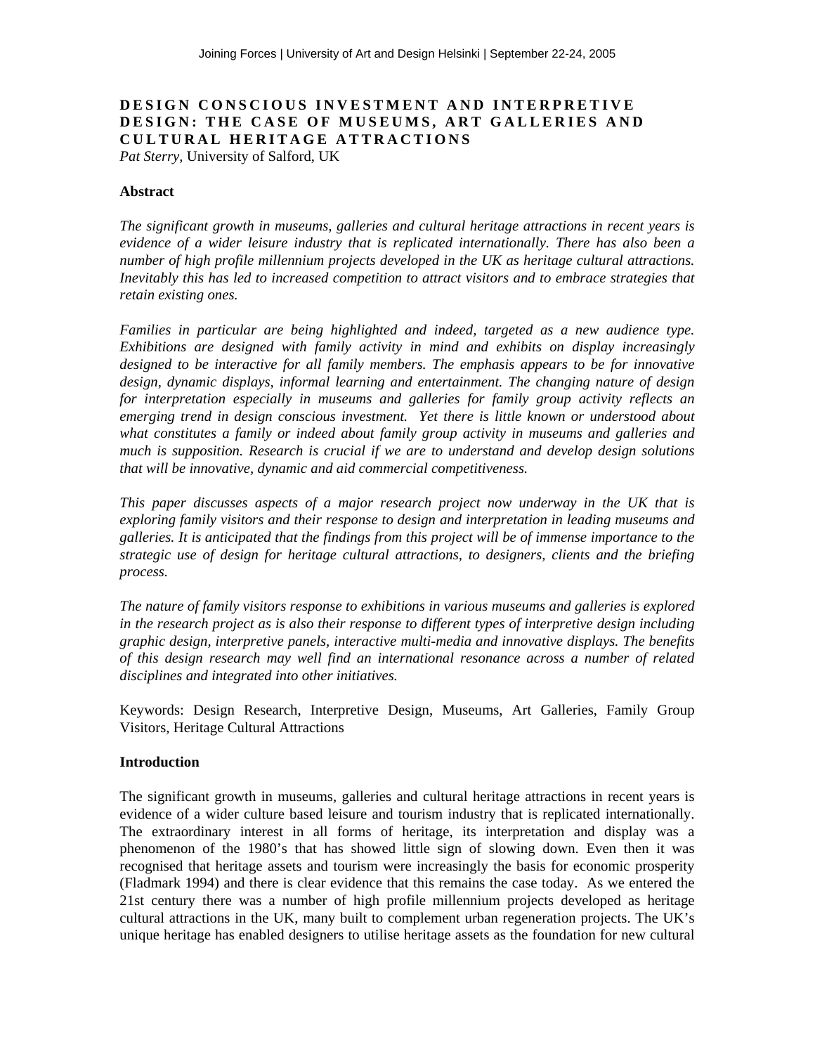# DESIGN CONSCIOUS INVESTMENT AND INTERPRETIVE DESIGN: THE CASE OF MUSEUMS, ART GALLERIES AND CULTURAL HERITAGE ATTRACTIONS

*Pat Sterry*, University of Salford, UK

### Abstract

*The significant growth in museums, galleries and cultural heritage attractions in recent years is evidence of a wider leisure industry that is replicated internationally. There has also been a number of high profile millennium projects developed in the UK as heritage cultural attractions. Inevitably this has led to increased competition to attract visitors and to embrace strategies that retain existing ones.*

*Families in particular are being highlighted and indeed, targeted as a new audience type. Exhibitions are designed with family activity in mind and exhibits on display increasingly designed to be interactive for all family members. The emphasis appears to be for innovative design, dynamic displays, informal learning and entertainment. The changing nature of design for interpretation especially in museums and galleries for family group activity reflects an emerging trend in design conscious investment. Yet there is little known or understood about what constitutes a family or indeed about family group activity in museums and galleries and much is supposition. Research is crucial if we are to understand and develop design solutions that will be innovative, dynamic and aid commercial competitiveness.*

*This paper discusses aspects of a major research project now underway in the UK that is exploring family visitors and their response to design and interpretation in leading museums and galleries. It is anticipated that the findings from this project will be of immense importance to the strategic use of design for heritage cultural attractions, to designers, clients and the briefing process.*

*The nature of family visitors response to exhibitions in various museums and galleries is explored in the research project as is also their response to different types of interpretive design including graphic design, interpretive panels, interactive multi-media and innovative displays. The benefits of this design research may well find an international resonance across a number of related disciplines and integrated into other initiatives.*

Keywords: Design Research, Interpretive Design, Museums, Art Galleries, Family Group Visitors, Heritage Cultural Attractions

### Introduction

The significant growth in museums, galleries and cultural heritage attractions in recent years is evidence of a wider culture based leisure and tourism industry that is replicated internationally. The extraordinary interest in all forms of heritage, its interpretation and display was a phenomenon of the 1980's that has showed little sign of slowing down. Even then it was recognised that heritage assets and tourism were increasingly the basis for economic prosperity (Fladmark 1994) and there is clear evidence that this remains the case today. As we entered the 21st century there was a number of high profile millennium projects developed as heritage cultural attractions in the UK, many built to complement urban regeneration projects. The UK's unique heritage has enabled designers to utilise heritage assets as the foundation for new cultural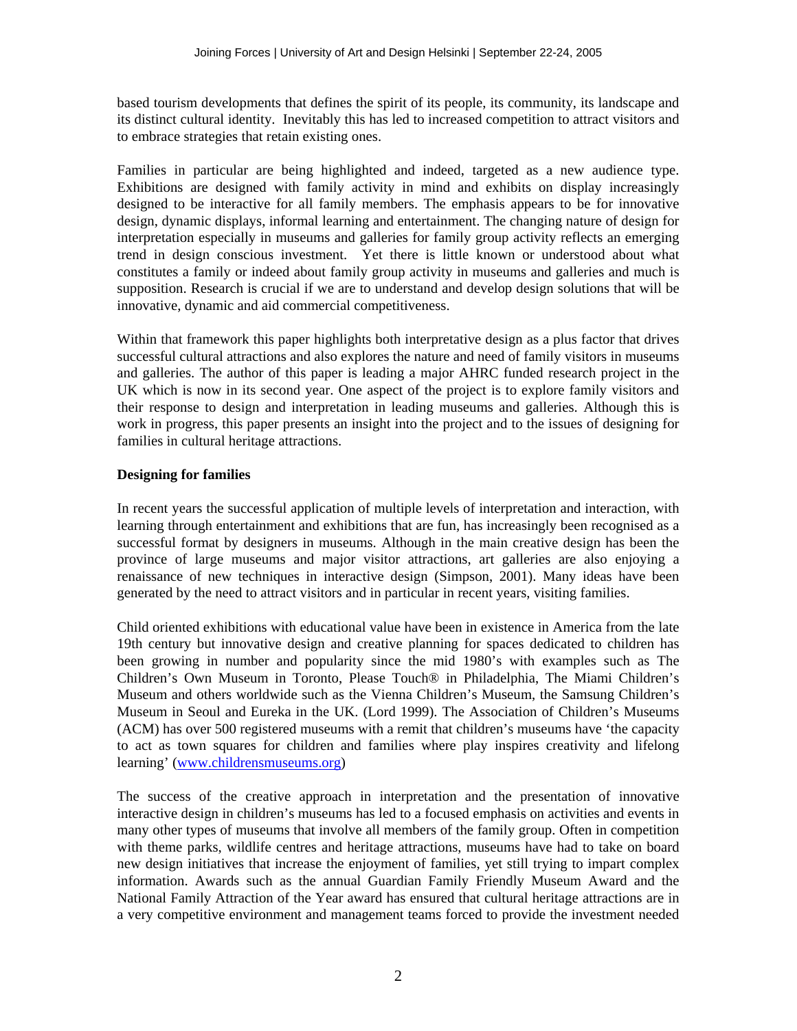based tourism developments that defines the spirit of its people, its community, its landscape and its distinct cultural identity. Inevitably this has led to increased competition to attract visitors and to embrace strategies that retain existing ones.

Families in particular are being highlighted and indeed, targeted as a new audience type. Exhibitions are designed with family activity in mind and exhibits on display increasingly designed to be interactive for all family members. The emphasis appears to be for innovative design, dynamic displays, informal learning and entertainment. The changing nature of design for interpretation especially in museums and galleries for family group activity reflects an emerging trend in design conscious investment. Yet there is little known or understood about what constitutes a family or indeed about family group activity in museums and galleries and much is supposition. Research is crucial if we are to understand and develop design solutions that will be innovative, dynamic and aid commercial competitiveness.

Within that framework this paper highlights both interpretative design as a plus factor that drives successful cultural attractions and also explores the nature and need of family visitors in museums and galleries. The author of this paper is leading a major AHRC funded research project in the UK which is now in its second year. One aspect of the project is to explore family visitors and their response to design and interpretation in leading museums and galleries. Although this is work in progress, this paper presents an insight into the project and to the issues of designing for families in cultural heritage attractions.

**Designing for families**

In recent years the successful application of multiple levels of interpretation and interaction, with learning through entertainment and exhibitions that are fun, has increasingly been recognised as a successful format by designers in museums. Although in the main creative design has been the province of large museums and major visitor attractions, art galleries are also enjoying a renaissance of new techniques in interactive design (Simpson, 2001). Many ideas have been generated by the need to attract visitors and in particular in recent years, visiting families.

Child oriented exhibitions with educational value have been in existence in America from the late 19th century but innovative design and creative planning for spaces dedicated to children has been growing in number and popularity since the mid 1980's with examples such as The Children's Own Museum in Toronto, Please Touch® in Philadelphia, The Miami Children's Museum and others worldwide such as the Vienna Children's Museum, the Samsung Children's Museum in Seoul and Eureka in the UK. (Lord 1999). The Association of Children's Museums (ACM) has over 500 registered museums with a remit that children's museums have 'the capacity to act as town squares for children and families where play inspires creativity and lifelong learning' (www.childrensmuseums.org)

The success of the creative approach in interpretation and the presentation of innovative interactive design in children's museums has led to a focused emphasis on activities and events in many other types of museums that involve all members of the family group. Often in competition with theme parks, wildlife centres and heritage attractions, museums have had to take on board new design initiatives that increase the enjoyment of families, yet still trying to impart complex information. Awards such as the annual Guardian Family Friendly Museum Award and the National Family Attraction of the Year award has ensured that cultural heritage attractions are in a very competitive environment and management teams forced to provide the investment needed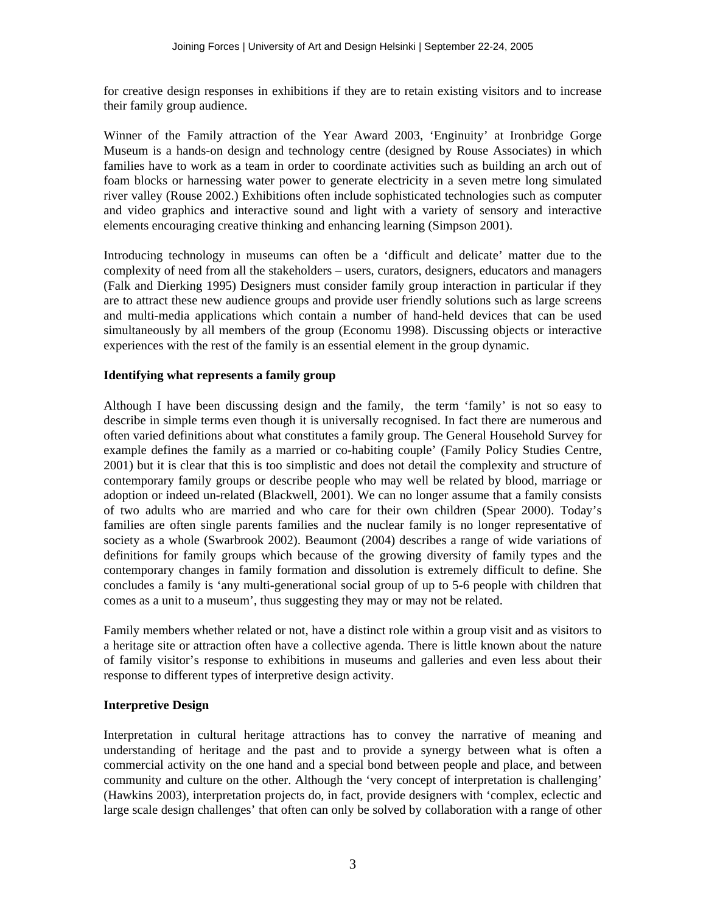for creative design responses in exhibitions if they are to retain existing visitors and to increase their family group audience.

Winner of the Family attraction of the Year Award 2003, 'Enginuity' at Ironbridge Gorge Museum is a hands-on design and technology centre (designed by Rouse Associates) in which families have to work as a team in order to coordinate activities such as building an arch out of foam blocks or harnessing water power to generate electricity in a seven metre long simulated river valley (Rouse 2002.) Exhibitions often include sophisticated technologies such as computer and video graphics and interactive sound and light with a variety of sensory and interactive elements encouraging creative thinking and enhancing learning (Simpson 2001).

Introducing technology in museums can often be a 'difficult and delicate' matter due to the complexity of need from all the stakeholders – users, curators, designers, educators and managers (Falk and Dierking 1995) Designers must consider family group interaction in particular if they are to attract these new audience groups and provide user friendly solutions such as large screens and multi-media applications which contain a number of hand-held devices that can be used simultaneously by all members of the group (Economu 1998). Discussing objects or interactive experiences with the rest of the family is an essential element in the group dynamic.

**Identifying what represents a family group**

Although I have been discussing design and the family, the term 'family' is not so easy to describe in simple terms even though it is universally recognised. In fact there are numerous and often varied definitions about what constitutes a family group. The General Household Survey for example defines the family as a married or co-habiting couple' (Family Policy Studies Centre, 2001) but it is clear that this is too simplistic and does not detail the complexity and structure of contemporary family groups or describe people who may well be related by blood, marriage or adoption or indeed un-related (Blackwell, 2001). We can no longer assume that a family consists of two adults who are married and who care for their own children (Spear 2000). Today's families are often single parents families and the nuclear family is no longer representative of society as a whole (Swarbrook 2002). Beaumont (2004) describes a range of wide variations of definitions for family groups which because of the growing diversity of family types and the contemporary changes in family formation and dissolution is extremely difficult to define. She concludes a family is 'any multi-generational social group of up to 5-6 people with children that comes as a unit to a museum', thus suggesting they may or may not be related.

Family members whether related or not, have a distinct role within a group visit and as visitors to a heritage site or attraction often have a collective agenda. There is little known about the nature of family visitor's response to exhibitions in museums and galleries and even less about their response to different types of interpretive design activity.

**Interpretive Design**

Interpretation in cultural heritage attractions has to convey the narrative of meaning and understanding of heritage and the past and to provide a synergy between what is often a commercial activity on the one hand and a special bond between people and place, and between community and culture on the other. Although the 'very concept of interpretation is challenging' (Hawkins 2003), interpretation projects do, in fact, provide designers with 'complex, eclectic and large scale design challenges' that often can only be solved by collaboration with a range of other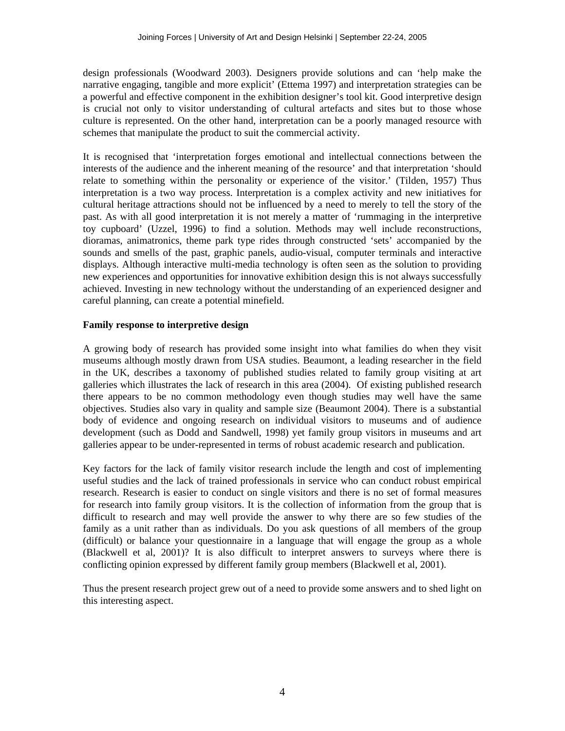design professionals (Woodward 2003). Designers provide solutions and can 'help make the narrative engaging, tangible and more explicit' (Ettema 1997) and interpretation strategies can be a powerful and effective component in the exhibition designer's tool kit. Good interpretive design is crucial not only to visitor understanding of cultural artefacts and sites but to those whose culture is represented. On the other hand, interpretation can be a poorly managed resource with schemes that manipulate the product to suit the commercial activity.

It is recognised that 'interpretation forges emotional and intellectual connections between the interests of the audience and the inherent meaning of the resource' and that interpretation 'should relate to something within the personality or experience of the visitor.' (Tilden, 1957) Thus interpretation is a two way process. Interpretation is a complex activity and new initiatives for cultural heritage attractions should not be influenced by a need to merely to tell the story of the past. As with all good interpretation it is not merely a matter of 'rummaging in the interpretive toy cupboard' (Uzzel, 1996) to find a solution. Methods may well include reconstructions, dioramas, animatronics, theme park type rides through constructed 'sets' accompanied by the sounds and smells of the past, graphic panels, audio-visual, computer terminals and interactive displays. Although interactive multi-media technology is often seen as the solution to providing new experiences and opportunities for innovative exhibition design this is not always successfully achieved. Investing in new technology without the understanding of an experienced designer and careful planning, can create a potential minefield.

**Family response to interpretive design**

A growing body of research has provided some insight into what families do when they visit museums although mostly drawn from USA studies. Beaumont, a leading researcher in the field in the UK, describes a taxonomy of published studies related to family group visiting at art galleries which illustrates the lack of research in this area (2004). Of existing published research there appears to be no common methodology even though studies may well have the same objectives. Studies also vary in quality and sample size (Beaumont 2004). There is a substantial body of evidence and ongoing research on individual visitors to museums and of audience development (such as Dodd and Sandwell, 1998) yet family group visitors in museums and art galleries appear to be under-represented in terms of robust academic research and publication.

Key factors for the lack of family visitor research include the length and cost of implementing useful studies and the lack of trained professionals in service who can conduct robust empirical research. Research is easier to conduct on single visitors and there is no set of formal measures for research into family group visitors. It is the collection of information from the group that is difficult to research and may well provide the answer to why there are so few studies of the family as a unit rather than as individuals. Do you ask questions of all members of the group (difficult) or balance your questionnaire in a language that will engage the group as a whole (Blackwell et al, 2001)? It is also difficult to interpret answers to surveys where there is conflicting opinion expressed by different family group members (Blackwell et al, 2001).

Thus the present research project grew out of a need to provide some answers and to shed light on this interesting aspect.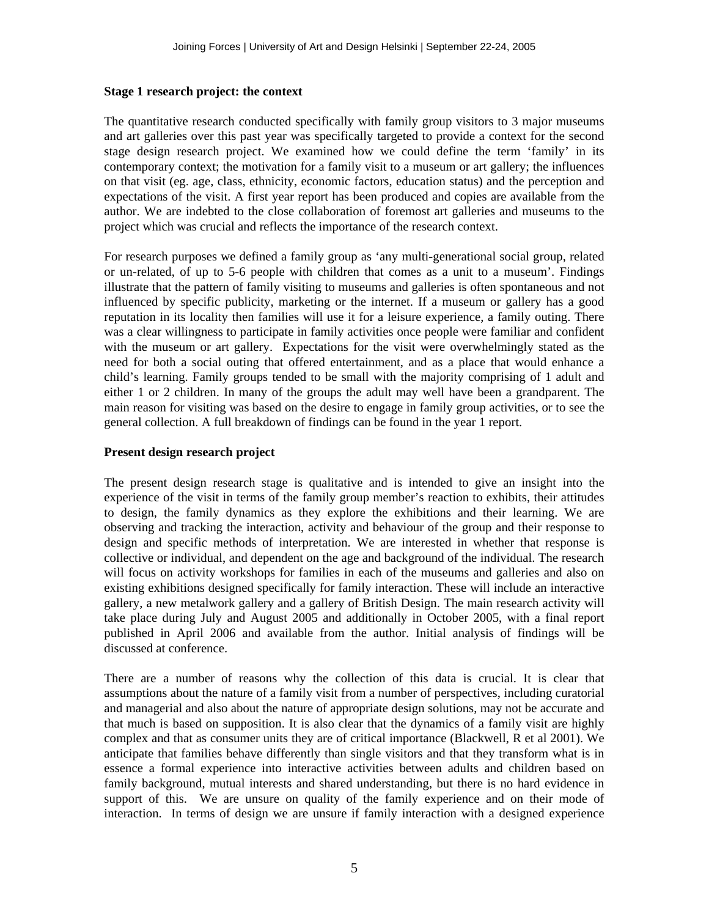### Stage 1 research project: the context

The quantitative research conducted specifically with family group visitors to 3 major museums and art galleries over this past year was specifically targeted to provide a context for the second stage design research project. We examined how we could define the term 'family' in its contemporary context; the motivation for a family visit to a museum or art gallery; the influences on that visit (eg. age, class, ethnicity, economic factors, education status) and the perception and expectations of the visit. A first year report has been produced and copies are available from the author. We are indebted to the close collaboration of foremost art galleries and museums to the project which was crucial and reflects the importance of the research context.

For research purposes we defined a family group as 'any multi-generational social group, related or un-related, of up to 5-6 people with children that comes as a unit to a museum'. Findings illustrate that the pattern of family visiting to museums and galleries is often spontaneous and not influenced by specific publicity, marketing or the internet. If a museum or gallery has a good reputation in its locality then families will use it for a leisure experience, a family outing. There was a clear willingness to participate in family activities once people were familiar and confident with the museum or art gallery. Expectations for the visit were overwhelmingly stated as the need for both a social outing that offered entertainment, and as a place that would enhance a child's learning. Family groups tended to be small with the majority comprising of 1 adult and either 1 or 2 children. In many of the groups the adult may well have been a grandparent. The main reason for visiting was based on the desire to engage in family group activities, or to see the general collection. A full breakdown of findings can be found in the year 1 report.

### Present design research project

The present design research stage is qualitative and is intended to give an insight into the experience of the visit in terms of the family group member's reaction to exhibits, their attitudes to design, the family dynamics as they explore the exhibitions and their learning. We are observing and tracking the interaction, activity and behaviour of the group and their response to design and specific methods of interpretation. We are interested in whether that response is collective or individual, and dependent on the age and background of the individual. The research will focus on activity workshops for families in each of the museums and galleries and also on existing exhibitions designed specifically for family interaction. These will include an interactive gallery, a new metalwork gallery and a gallery of British Design. The main research activity will take place during July and August 2005 and additionally in October 2005, with a final report published in April 2006 and available from the author. Initial analysis of findings will be discussed at conference.

There are a number of reasons why the collection of this data is crucial. It is clear that assumptions about the nature of a family visit from a number of perspectives, including curatorial and managerial and also about the nature of appropriate design solutions, may not be accurate and that much is based on supposition. It is also clear that the dynamics of a family visit are highly complex and that as consumer units they are of critical importance (Blackwell, R et al 2001). We anticipate that families behave differently than single visitors and that they transform what is in essence a formal experience into interactive activities between adults and children based on family background, mutual interests and shared understanding, but there is no hard evidence in support of this. We are unsure on quality of the family experience and on their mode of interaction. In terms of design we are unsure if family interaction with a designed experience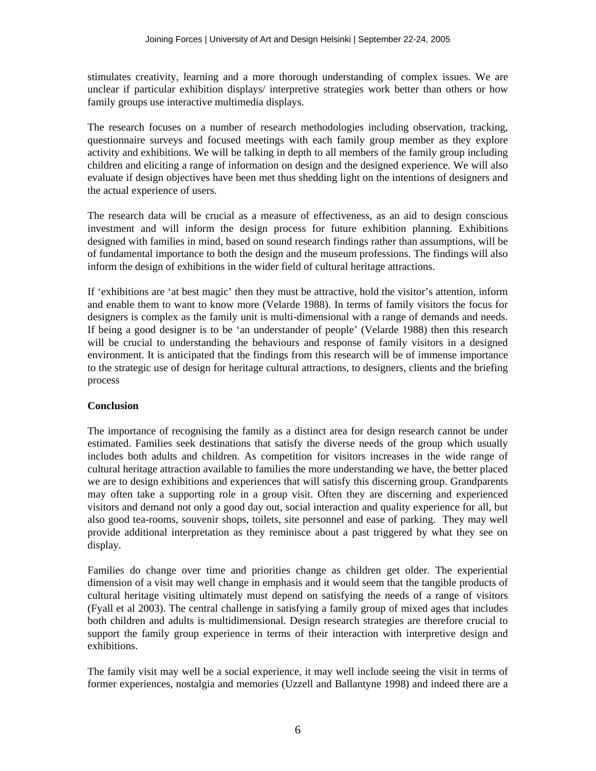stimulates creativity, learning and a more thorough understanding of complex issues. We are unclear if particular exhibition displays/ interpretive strategies work better than others or how family groups use interactive multimedia displays.

The research focuses on a number of research methodologies including observation, tracking, questionnaire surveys and focused meetings with each family group member as they explore activity and exhibitions. We will be talking in depth to all members of the family group including children and eliciting a range of information on design and the designed experience. We will also evaluate if design objectives have been met thus shedding light on the intentions of designers and the actual experience of users.

The research data will be crucial as a measure of effectiveness, as an aid to design conscious investment and will inform the design process for future exhibition planning. Exhibitions designed with families in mind, based on sound research findings rather than assumptions, will be of fundamental importance to both the design and the museum professions. The findings will also inform the design of exhibitions in the wider field of cultural heritage attractions.

If 'exhibitions are 'at best magic' then they must be attractive, hold the visitor's attention, inform and enable them to want to know more (Velarde 1988). In terms of family visitors the focus for designers is complex as the family unit is multi-dimensional with a range of demands and needs. If being a good designer is to be 'an understander of people' (Velarde 1988) then this research will be crucial to understanding the behaviours and response of family visitors in a designed environment. It is anticipated that the findings from this research will be of immense importance to the strategic use of design for heritage cultural attractions, to designers, clients and the briefing process

**Conclusion**

The importance of recognising the family as a distinct area for design research cannot be under estimated. Families seek destinations that satisfy the diverse needs of the group which usually includes both adults and children. As competition for visitors increases in the wide range of cultural heritage attraction available to families the more understanding we have, the better placed we are to design exhibitions and experiences that will satisfy this discerning group. Grandparents may often take a supporting role in a group visit. Often they are discerning and experienced visitors and demand not only a good day out, social interaction and quality experience for all, but also good tea-rooms, souvenir shops, toilets, site personnel and ease of parking. They may well provide additional interpretation as they reminisce about a past triggered by what they see on display.

Families do change over time and priorities change as children get older. The experiential dimension of a visit may well change in emphasis and it would seem that the tangible products of cultural heritage visiting ultimately must depend on satisfying the needs of a range of visitors (Fyall et al 2003). The central challenge in satisfying a family group of mixed ages that includes both children and adults is multidimensional. Design research strategies are therefore crucial to support the family group experience in terms of their interaction with interpretive design and exhibitions.

The family visit may well be a social experience, it may well include seeing the visit in terms of former experiences, nostalgia and memories (Uzzell and Ballantyne 1998) and indeed there are a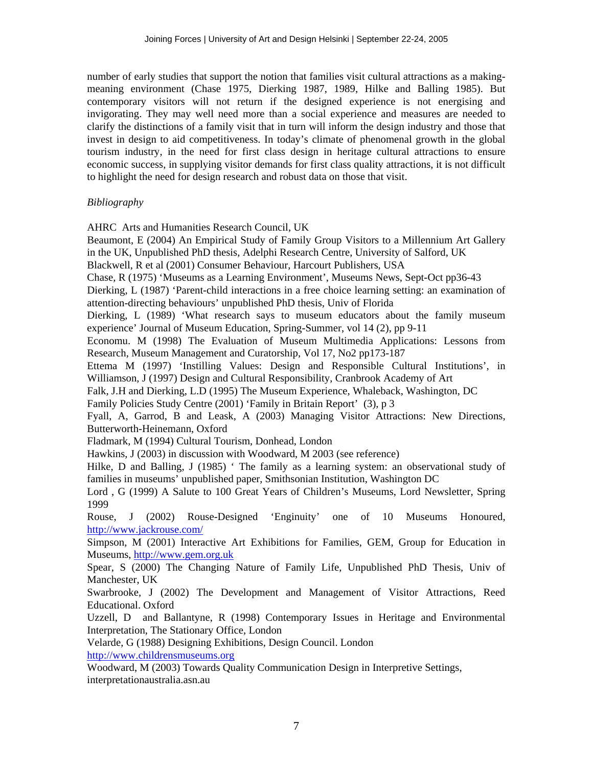number of early studies that support the notion that families visit cultural attractions as a making-meaning environment (Chase 1975, Dierking 1987, 1989, Hilke and Balling 1985). But contemporary visitors will not return if the designed experience is not energising and invigorating. They may well need more than a social experience and measures are needed to clarify the distinctions of a family visit that in turn will inform the design industry and those that invest in design to aid competitiveness. In today's climate of phenomenal growth in the global tourism industry, in the need for first class design in heritage cultural attractions to ensure economic success, in supplying visitor demands for first class quality attractions, it is not difficult to highlight the need for design research and robust data on those that visit.

*Bibliography*

AHRC Arts and Humanities Research Council, UK

Beaumont, E (2004) An Empirical Study of Family Group Visitors to a Millennium Art Gallery in the UK, Unpublished PhD thesis, Adelphi Research Centre, University of Salford, UK

Blackwell, R et al (2001) Consumer Behaviour, Harcourt Publishers, USA

Chase, R (1975) 'Museums as a Learning Environment', Museums News, Sept-Oct pp36-43

Dierking, L (1987) 'Parent-child interactions in a free choice learning setting: an examination of attention-directing behaviours' unpublished PhD thesis, Univ of Florida

Dierking, L (1989) 'What research says to museum educators about the family museum experience' Journal of Museum Education, Spring-Summer, vol 14 (2), pp 9-11

Economu. M (1998) The Evaluation of Museum Multimedia Applications: Lessons from Research, Museum Management and Curatorship, Vol 17, No2 pp173-187

Ettema M (1997) 'Instilling Values: Design and Responsible Cultural Institutions', in Williamson, J (1997) Design and Cultural Responsibility, Cranbrook Academy of Art

Falk, J.H and Dierking, L.D (1995) The Museum Experience, Whaleback, Washington, DC

Family Policies Study Centre (2001) 'Family in Britain Report' (3), p 3

Fyall, A, Garrod, B and Leask, A (2003) Managing Visitor Attractions: New Directions, Butterworth-Heinemann, Oxford

Fladmark, M (1994) Cultural Tourism, Donhead, London

Hawkins, J (2003) in discussion with Woodward, M 2003 (see reference)

Hilke, D and Balling, J (1985) ' The family as a learning system: an observational study of families in museums' unpublished paper, Smithsonian Institution, Washington DC

Lord , G (1999) A Salute to 100 Great Years of Children's Museums, Lord Newsletter, Spring 1999

Rouse, J (2002) Rouse-Designed 'Enginuity' one of 10 Museums Honoured, http://www.jackrouse.com/

Simpson, M (2001) Interactive Art Exhibitions for Families, GEM, Group for Education in Museums, http://www.gem.org.uk

Spear, S (2000) The Changing Nature of Family Life, Unpublished PhD Thesis, Univ of Manchester, UK

Swarbrooke, J (2002) The Development and Management of Visitor Attractions, Reed Educational. Oxford

Uzzell, D and Ballantyne, R (1998) Contemporary Issues in Heritage and Environmental Interpretation, The Stationary Office, London

Velarde, G (1988) Designing Exhibitions, Design Council. London

http://www.childrensmuseums.org

Woodward, M (2003) Towards Quality Communication Design in Interpretive Settings, interpretationaustralia.asn.au